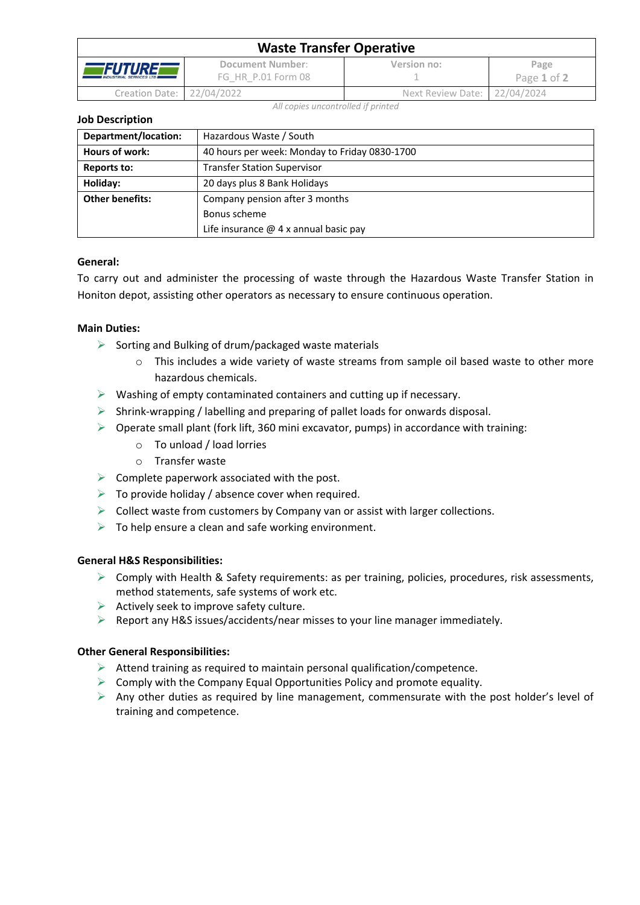# Waste Transfer Operative

| | Document Number: FG_HR_P.01 Form 08 | Version no: 1 | |
|---|---|---|---|
| Creation Date: | 22/04/2022 | Next Review Date: | 22/04/2024 |

*All copies uncontrolled if printed*

**Job Description**

| **Department/location:** | Hazardous Waste / South |
|---|---|
| **Hours of work:** | 40 hours per week: Monday to Friday 0830-1700 |
| **Reports to:** | Transfer Station Supervisor |
| **Holiday:** | 20 days plus 8 Bank Holidays |
| **Other benefits:** | Company pension after 3 months<br>Bonus scheme<br>Life insurance @ 4 x annual basic pay |

**General:**

To carry out and administer the processing of waste through the Hazardous Waste Transfer Station in Honiton depot, assisting other operators as necessary to ensure continuous operation.

**Main Duties:**

- Sorting and Bulking of drum/packaged waste materials
  - This includes a wide variety of waste streams from sample oil based waste to other more hazardous chemicals.
- Washing of empty contaminated containers and cutting up if necessary.
- Shrink-wrapping / labelling and preparing of pallet loads for onwards disposal.
- Operate small plant (fork lift, 360 mini excavator, pumps) in accordance with training:
  - To unload / load lorries
  - Transfer waste
- Complete paperwork associated with the post.
- To provide holiday / absence cover when required.
- Collect waste from customers by Company van or assist with larger collections.
- To help ensure a clean and safe working environment.

**General H&S Responsibilities:**

- Comply with Health & Safety requirements: as per training, policies, procedures, risk assessments, method statements, safe systems of work etc.
- Actively seek to improve safety culture.
- Report any H&S issues/accidents/near misses to your line manager immediately.

**Other General Responsibilities:**

- Attend training as required to maintain personal qualification/competence.
- Comply with the Company Equal Opportunities Policy and promote equality.
- Any other duties as required by line management, commensurate with the post holder's level of training and competence.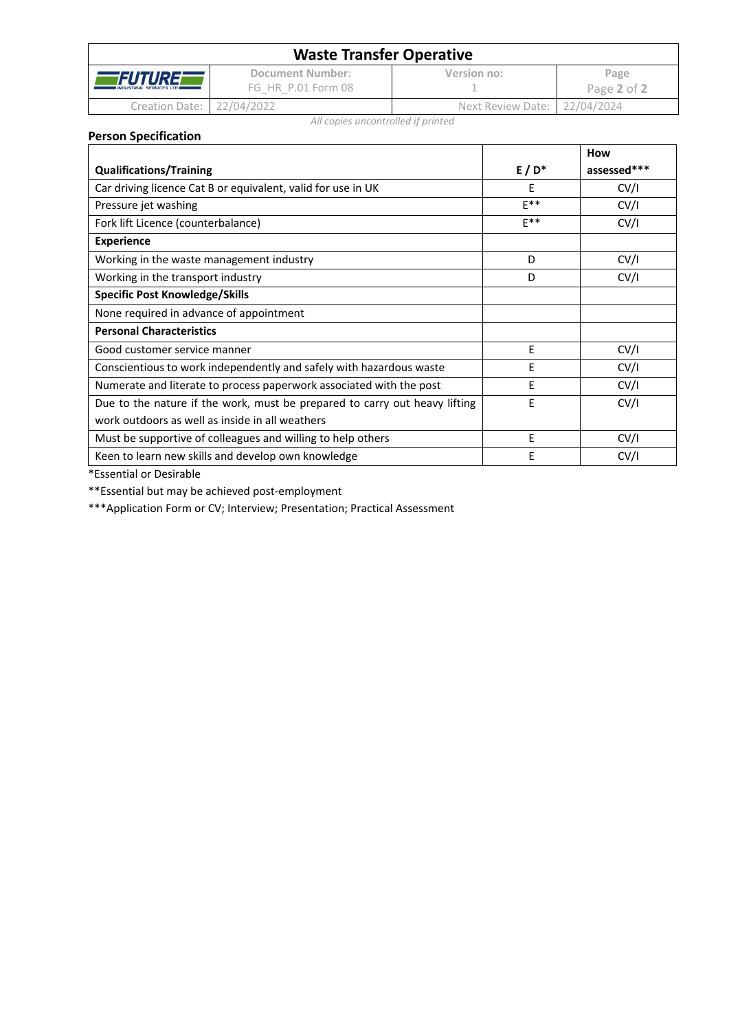## Person Specification

| Qualifications/Training | E / D* | How assessed*** |
|---|---|---|
| Car driving licence Cat B or equivalent, valid for use in UK | E | CV/I |
| Pressure jet washing | E** | CV/I |
| Fork lift Licence (counterbalance) | E** | CV/I |
| **Experience** | | |
| Working in the waste management industry | D | CV/I |
| Working in the transport industry | D | CV/I |
| **Specific Post Knowledge/Skills** | | |
| None required in advance of appointment | | |
| **Personal Characteristics** | | |
| Good customer service manner | E | CV/I |
| Conscientious to work independently and safely with hazardous waste | E | CV/I |
| Numerate and literate to process paperwork associated with the post | E | CV/I |
| Due to the nature if the work, must be prepared to carry out heavy lifting work outdoors as well as inside in all weathers | E | CV/I |
| Must be supportive of colleagues and willing to help others | E | CV/I |
| Keen to learn new skills and develop own knowledge | E | CV/I |

*Essential or Desirable

**Essential but may be achieved post-employment

***Application Form or CV; Interview; Presentation; Practical Assessment